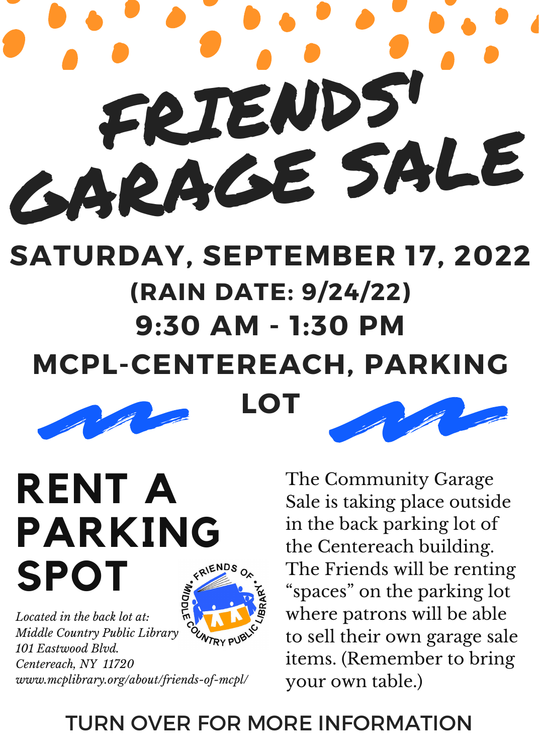# FRIENDS' GARAGE SALE

## SATURDAY, SEPTEMBER 17, 2022

### (RAIN DATE: 9/24/22)

### 9:30 AM - 1:30 PM

### MCPL-CENTEREACH, PARKING LOT

## RENT A PARKING SPOT

*Located in the back lot at:*
*Middle Country Public Library*
*101 Eastwood Blvd.*
*Centereach, NY 11720*
*www.mcplibrary.org/about/friends-of-mcpl/*

FRIENDS OF MIDDLE COUNTRY PUBLIC LIBRARY

The Community Garage Sale is taking place outside in the back parking lot of the Centereach building. The Friends will be renting "spaces" on the parking lot where patrons will be able to sell their own garage sale items. (Remember to bring your own table.)

TURN OVER FOR MORE INFORMATION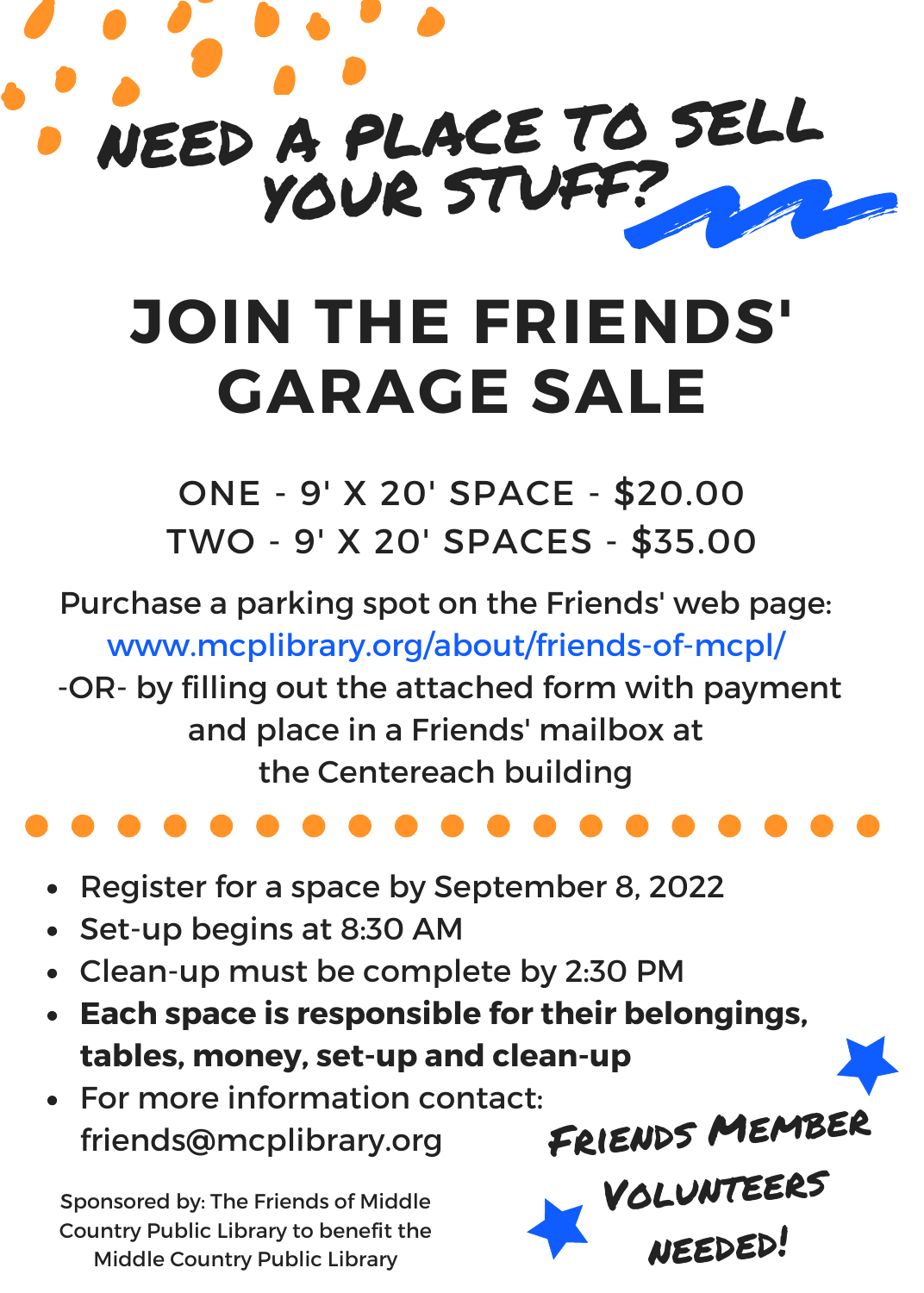# NEED A PLACE TO SELL YOUR STUFF?

# JOIN THE FRIENDS' GARAGE SALE

ONE - 9' X 20' SPACE - $20.00
TWO - 9' X 20' SPACES - $35.00

Purchase a parking spot on the Friends' web page:
www.mcplibrary.org/about/friends-of-mcpl/
-OR- by filling out the attached form with payment and place in a Friends' mailbox at the Centereach building

- Register for a space by September 8, 2022
- Set-up begins at 8:30 AM
- Clean-up must be complete by 2:30 PM
- **Each space is responsible for their belongings, tables, money, set-up and clean-up**
- For more information contact: friends@mcplibrary.org

**FRIENDS MEMBER VOLUNTEERS NEEDED!**

Sponsored by: The Friends of Middle Country Public Library to benefit the Middle Country Public Library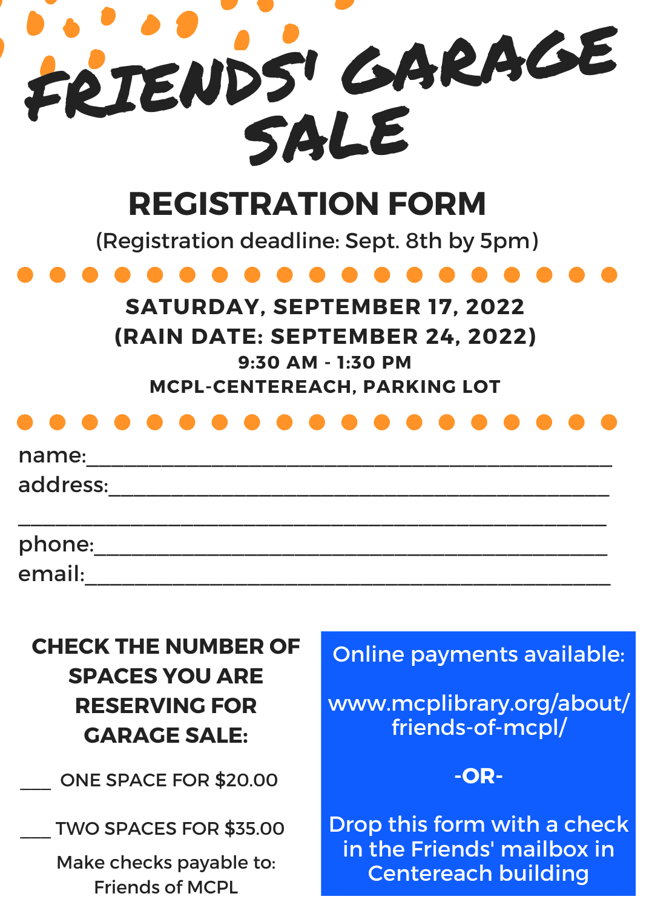# FRIENDS' GARAGE SALE

## REGISTRATION FORM

(Registration deadline: Sept. 8th by 5pm)

**SATURDAY, SEPTEMBER 17, 2022**
**(RAIN DATE: SEPTEMBER 24, 2022)**
**9:30 AM - 1:30 PM**
**MCPL-CENTEREACH, PARKING LOT**

name:_______________________________________________

address:_____________________________________________

_____________________________________________________

phone:______________________________________________

email:_______________________________________________

**CHECK THE NUMBER OF SPACES YOU ARE RESERVING FOR GARAGE SALE:**

___ ONE SPACE FOR $20.00

___ TWO SPACES FOR $35.00

Make checks payable to:
Friends of MCPL

Online payments available:

www.mcplibrary.org/about/friends-of-mcpl/

**-OR-**

Drop this form with a check in the Friends' mailbox in Centereach building